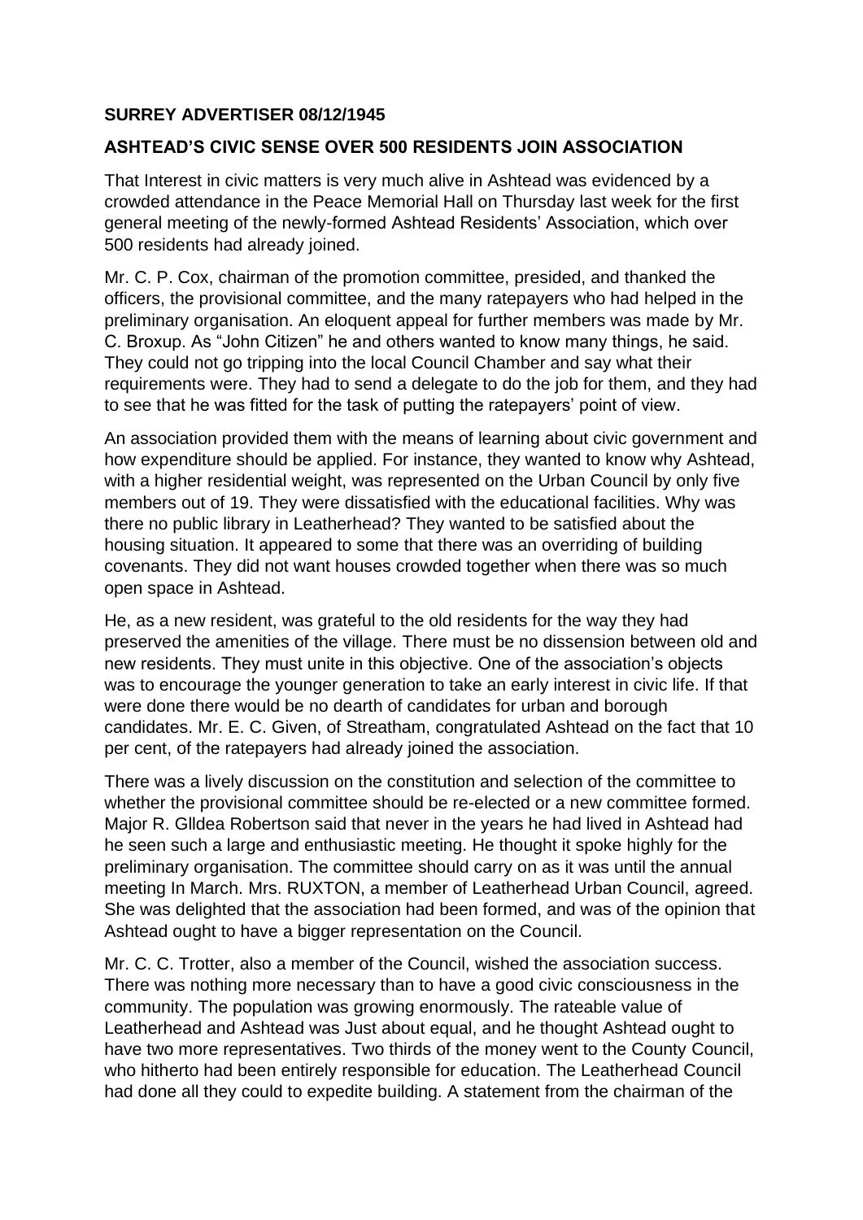**SURREY ADVERTISER 08/12/1945**

**ASHTEAD'S CIVIC SENSE OVER 500 RESIDENTS JOIN ASSOCIATION**

That Interest in civic matters is very much alive in Ashtead was evidenced by a crowded attendance in the Peace Memorial Hall on Thursday last week for the first general meeting of the newly-formed Ashtead Residents' Association, which over 500 residents had already joined.

Mr. C. P. Cox, chairman of the promotion committee, presided, and thanked the officers, the provisional committee, and the many ratepayers who had helped in the preliminary organisation. An eloquent appeal for further members was made by Mr. C. Broxup. As "John Citizen" he and others wanted to know many things, he said. They could not go tripping into the local Council Chamber and say what their requirements were. They had to send a delegate to do the job for them, and they had to see that he was fitted for the task of putting the ratepayers' point of view.

An association provided them with the means of learning about civic government and how expenditure should be applied. For instance, they wanted to know why Ashtead, with a higher residential weight, was represented on the Urban Council by only five members out of 19. They were dissatisfied with the educational facilities. Why was there no public library in Leatherhead? They wanted to be satisfied about the housing situation. It appeared to some that there was an overriding of building covenants. They did not want houses crowded together when there was so much open space in Ashtead.

He, as a new resident, was grateful to the old residents for the way they had preserved the amenities of the village. There must be no dissension between old and new residents. They must unite in this objective. One of the association's objects was to encourage the younger generation to take an early interest in civic life. If that were done there would be no dearth of candidates for urban and borough candidates. Mr. E. C. Given, of Streatham, congratulated Ashtead on the fact that 10 per cent, of the ratepayers had already joined the association.

There was a lively discussion on the constitution and selection of the committee to whether the provisional committee should be re-elected or a new committee formed. Major R. Glldea Robertson said that never in the years he had lived in Ashtead had he seen such a large and enthusiastic meeting. He thought it spoke highly for the preliminary organisation. The committee should carry on as it was until the annual meeting In March. Mrs. RUXTON, a member of Leatherhead Urban Council, agreed. She was delighted that the association had been formed, and was of the opinion that Ashtead ought to have a bigger representation on the Council.

Mr. C. C. Trotter, also a member of the Council, wished the association success. There was nothing more necessary than to have a good civic consciousness in the community. The population was growing enormously. The rateable value of Leatherhead and Ashtead was Just about equal, and he thought Ashtead ought to have two more representatives. Two thirds of the money went to the County Council, who hitherto had been entirely responsible for education. The Leatherhead Council had done all they could to expedite building. A statement from the chairman of the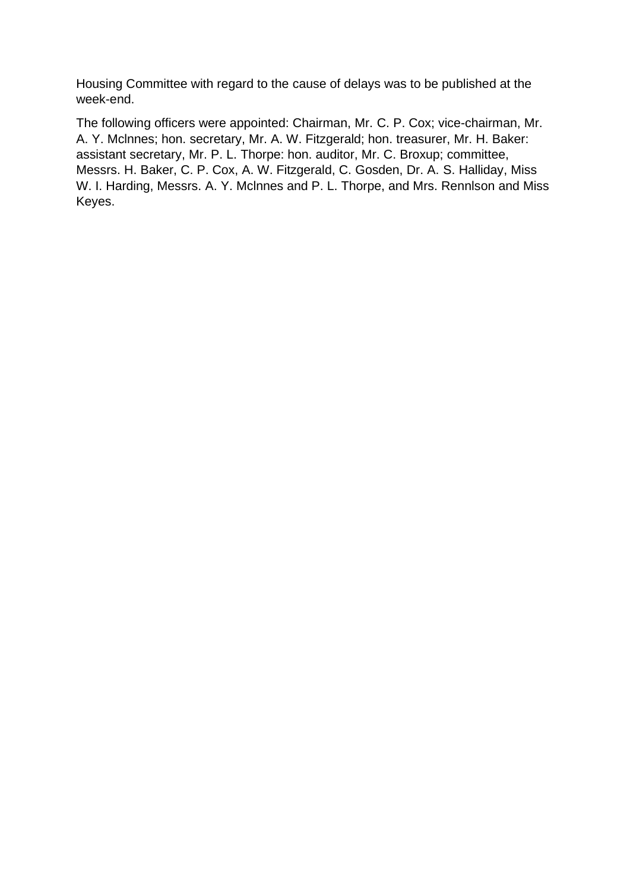Housing Committee with regard to the cause of delays was to be published at the week-end.

The following officers were appointed: Chairman, Mr. C. P. Cox; vice-chairman, Mr. A. Y. Mclnnes; hon. secretary, Mr. A. W. Fitzgerald; hon. treasurer, Mr. H. Baker: assistant secretary, Mr. P. L. Thorpe: hon. auditor, Mr. C. Broxup; committee, Messrs. H. Baker, C. P. Cox, A. W. Fitzgerald, C. Gosden, Dr. A. S. Halliday, Miss W. I. Harding, Messrs. A. Y. Mclnnes and P. L. Thorpe, and Mrs. Rennlson and Miss Keyes.